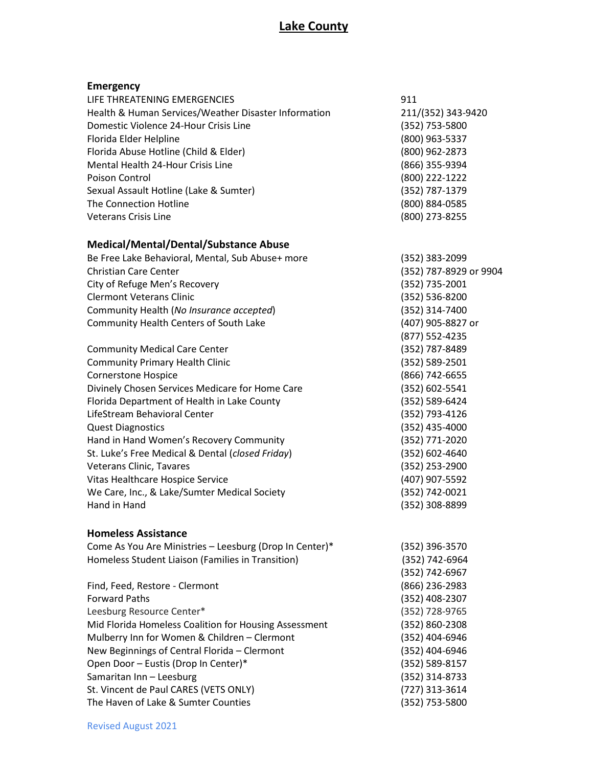# Lake County

## Emergency

| | |
|---|---|
| LIFE THREATENING EMERGENCIES | 911 |
| Health & Human Services/Weather Disaster Information | 211/(352) 343-9420 |
| Domestic Violence 24-Hour Crisis Line | (352) 753-5800 |
| Florida Elder Helpline | (800) 963-5337 |
| Florida Abuse Hotline (Child & Elder) | (800) 962-2873 |
| Mental Health 24-Hour Crisis Line | (866) 355-9394 |
| Poison Control | (800) 222-1222 |
| Sexual Assault Hotline (Lake & Sumter) | (352) 787-1379 |
| The Connection Hotline | (800) 884-0585 |
| Veterans Crisis Line | (800) 273-8255 |

## Medical/Mental/Dental/Substance Abuse

| | |
|---|---|
| Be Free Lake Behavioral, Mental, Sub Abuse+ more | (352) 383-2099 |
| Christian Care Center | (352) 787-8929 or 9904 |
| City of Refuge Men's Recovery | (352) 735-2001 |
| Clermont Veterans Clinic | (352) 536-8200 |
| Community Health (*No Insurance accepted*) | (352) 314-7400 |
| Community Health Centers of South Lake | (407) 905-8827 or (877) 552-4235 |
| Community Medical Care Center | (352) 787-8489 |
| Community Primary Health Clinic | (352) 589-2501 |
| Cornerstone Hospice | (866) 742-6655 |
| Divinely Chosen Services Medicare for Home Care | (352) 602-5541 |
| Florida Department of Health in Lake County | (352) 589-6424 |
| LifeStream Behavioral Center | (352) 793-4126 |
| Quest Diagnostics | (352) 435-4000 |
| Hand in Hand Women's Recovery Community | (352) 771-2020 |
| St. Luke's Free Medical & Dental (*closed Friday*) | (352) 602-4640 |
| Veterans Clinic, Tavares | (352) 253-2900 |
| Vitas Healthcare Hospice Service | (407) 907-5592 |
| We Care, Inc., & Lake/Sumter Medical Society | (352) 742-0021 |
| Hand in Hand | (352) 308-8899 |

## Homeless Assistance

| | |
|---|---|
| Come As You Are Ministries – Leesburg (Drop In Center)* | (352) 396-3570 |
| Homeless Student Liaison (Families in Transition) | (352) 742-6964 (352) 742-6967 |
| Find, Feed, Restore - Clermont | (866) 236-2983 |
| Forward Paths | (352) 408-2307 |
| Leesburg Resource Center* | (352) 728-9765 |
| Mid Florida Homeless Coalition for Housing Assessment | (352) 860-2308 |
| Mulberry Inn for Women & Children – Clermont | (352) 404-6946 |
| New Beginnings of Central Florida – Clermont | (352) 404-6946 |
| Open Door – Eustis (Drop In Center)* | (352) 589-8157 |
| Samaritan Inn – Leesburg | (352) 314-8733 |
| St. Vincent de Paul CARES (VETS ONLY) | (727) 313-3614 |
| The Haven of Lake & Sumter Counties | (352) 753-5800 |

Revised August 2021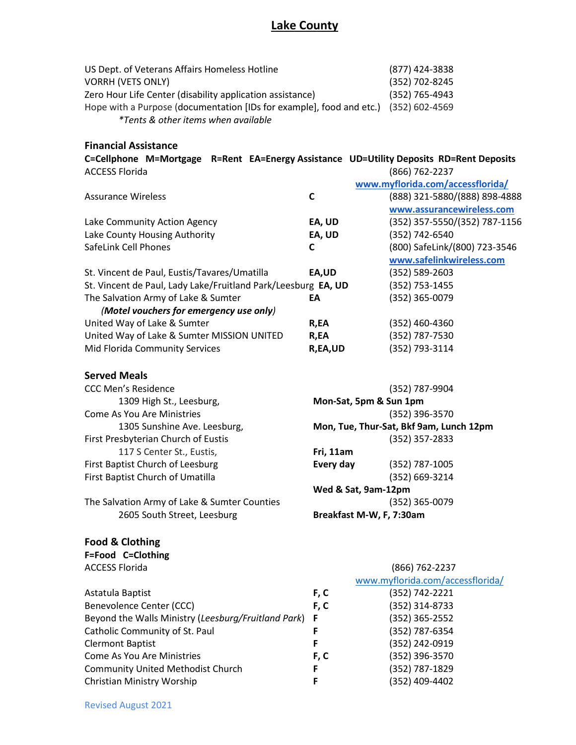# Lake County

| | |
|---|---|
| US Dept. of Veterans Affairs Homeless Hotline | (877) 424-3838 |
| VORRH (VETS ONLY) | (352) 702-8245 |
| Zero Hour Life Center (disability application assistance) | (352) 765-4943 |
| Hope with a Purpose (documentation [IDs for example], food and etc.) | (352) 602-4569 |

*\*Tents & other items when available*

## Financial Assistance

**C=Cellphone M=Mortgage R=Rent EA=Energy Assistance UD=Utility Deposits RD=Rent Deposits**

| | | |
|---|---|---|
| ACCESS Florida | | (866) 762-2237 www.myflorida.com/accessflorida/ |
| Assurance Wireless | **C** | (888) 321-5880/(888) 898-4888 www.assurancewireless.com |
| Lake Community Action Agency | **EA, UD** | (352) 357-5550/(352) 787-1156 |
| Lake County Housing Authority | **EA, UD** | (352) 742-6540 |
| SafeLink Cell Phones | **C** | (800) SafeLink/(800) 723-3546 www.safelinkwireless.com |
| St. Vincent de Paul, Eustis/Tavares/Umatilla | **EA,UD** | (352) 589-2603 |
| St. Vincent de Paul, Lady Lake/Fruitland Park/Leesburg | **EA, UD** | (352) 753-1455 |
| The Salvation Army of Lake & Sumter ***(Motel vouchers for emergency use only)*** | **EA** | (352) 365-0079 |
| United Way of Lake & Sumter | **R,EA** | (352) 460-4360 |
| United Way of Lake & Sumter MISSION UNITED | **R,EA** | (352) 787-7530 |
| Mid Florida Community Services | **R,EA,UD** | (352) 793-3114 |

## Served Meals

| | | |
|---|---|---|
| CCC Men's Residence, 1309 High St., Leesburg, | **Mon-Sat, 5pm & Sun 1pm** | (352) 787-9904 |
| Come As You Are Ministries, 1305 Sunshine Ave. Leesburg, | **Mon, Tue, Thur-Sat, Bkf 9am, Lunch 12pm** | (352) 396-3570 |
| First Presbyterian Church of Eustis, 117 S Center St., Eustis, | **Fri, 11am** | (352) 357-2833 |
| First Baptist Church of Leesburg | **Every day** | (352) 787-1005 |
| First Baptist Church of Umatilla | **Wed & Sat, 9am-12pm** | (352) 669-3214 |
| The Salvation Army of Lake & Sumter Counties, 2605 South Street, Leesburg | **Breakfast M-W, F, 7:30am** | (352) 365-0079 |

## Food & Clothing

**F=Food C=Clothing**

| | | |
|---|---|---|
| ACCESS Florida | | (866) 762-2237 www.myflorida.com/accessflorida/ |
| Astatula Baptist | **F, C** | (352) 742-2221 |
| Benevolence Center (CCC) | **F, C** | (352) 314-8733 |
| Beyond the Walls Ministry (*Leesburg/Fruitland Park*) | **F** | (352) 365-2552 |
| Catholic Community of St. Paul | **F** | (352) 787-6354 |
| Clermont Baptist | **F** | (352) 242-0919 |
| Come As You Are Ministries | **F, C** | (352) 396-3570 |
| Community United Methodist Church | **F** | (352) 787-1829 |
| Christian Ministry Worship | **F** | (352) 409-4402 |

Revised August 2021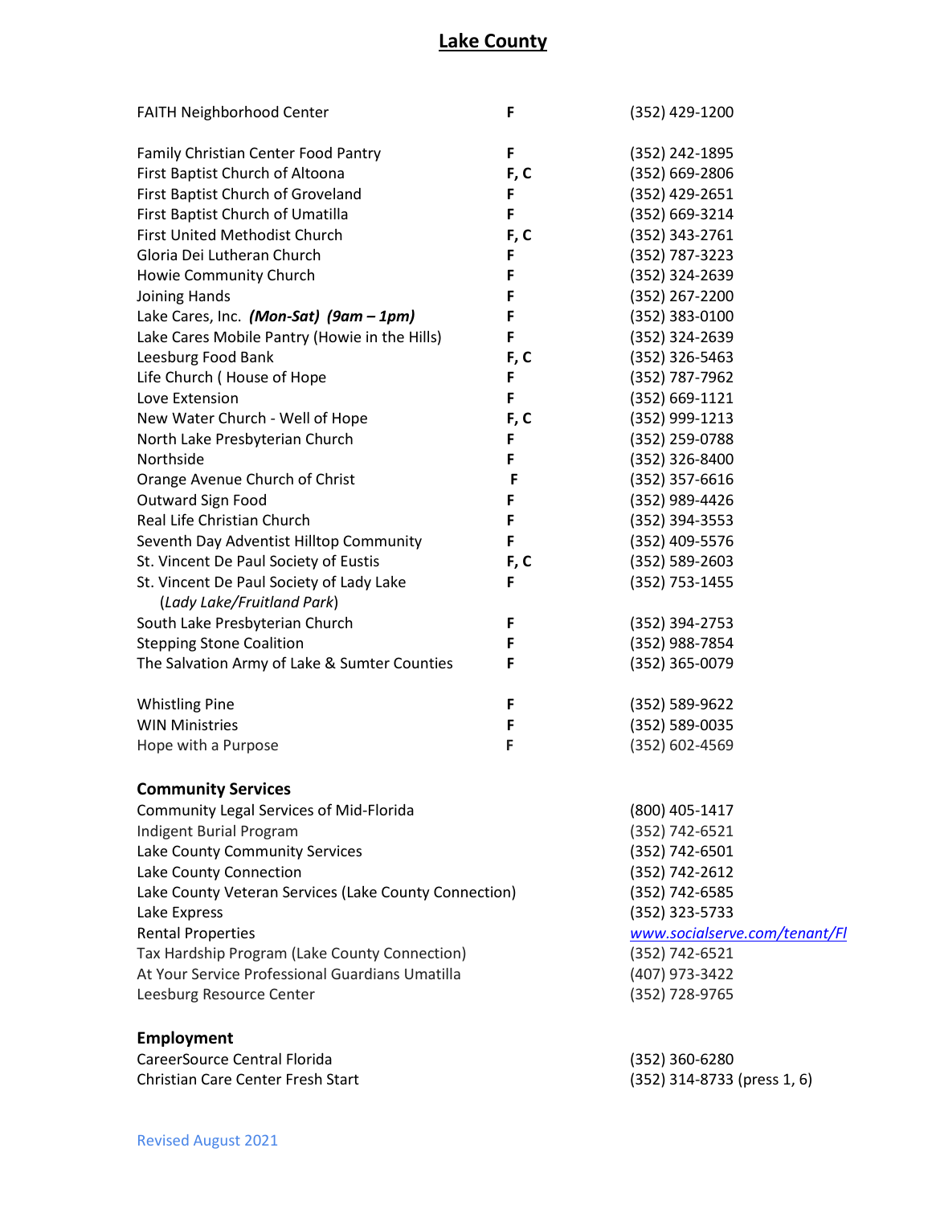# Lake County

| | | |
|---|---|---|
| FAITH Neighborhood Center | **F** | (352) 429-1200 |
| Family Christian Center Food Pantry | **F** | (352) 242-1895 |
| First Baptist Church of Altoona | **F, C** | (352) 669-2806 |
| First Baptist Church of Groveland | **F** | (352) 429-2651 |
| First Baptist Church of Umatilla | **F** | (352) 669-3214 |
| First United Methodist Church | **F, C** | (352) 343-2761 |
| Gloria Dei Lutheran Church | **F** | (352) 787-3223 |
| Howie Community Church | **F** | (352) 324-2639 |
| Joining Hands | **F** | (352) 267-2200 |
| Lake Cares, Inc. ***(Mon-Sat) (9am – 1pm)*** | **F** | (352) 383-0100 |
| Lake Cares Mobile Pantry (Howie in the Hills) | **F** | (352) 324-2639 |
| Leesburg Food Bank | **F, C** | (352) 326-5463 |
| Life Church ( House of Hope | **F** | (352) 787-7962 |
| Love Extension | **F** | (352) 669-1121 |
| New Water Church - Well of Hope | **F, C** | (352) 999-1213 |
| North Lake Presbyterian Church | **F** | (352) 259-0788 |
| Northside | **F** | (352) 326-8400 |
| Orange Avenue Church of Christ | **F** | (352) 357-6616 |
| Outward Sign Food | **F** | (352) 989-4426 |
| Real Life Christian Church | **F** | (352) 394-3553 |
| Seventh Day Adventist Hilltop Community | **F** | (352) 409-5576 |
| St. Vincent De Paul Society of Eustis | **F, C** | (352) 589-2603 |
| St. Vincent De Paul Society of Lady Lake (*Lady Lake/Fruitland Park*) | **F** | (352) 753-1455 |
| South Lake Presbyterian Church | **F** | (352) 394-2753 |
| Stepping Stone Coalition | **F** | (352) 988-7854 |
| The Salvation Army of Lake & Sumter Counties | **F** | (352) 365-0079 |
| Whistling Pine | **F** | (352) 589-9622 |
| WIN Ministries | **F** | (352) 589-0035 |
| Hope with a Purpose | **F** | (352) 602-4569 |

## Community Services

| | |
|---|---|
| Community Legal Services of Mid-Florida | (800) 405-1417 |
| Indigent Burial Program | (352) 742-6521 |
| Lake County Community Services | (352) 742-6501 |
| Lake County Connection | (352) 742-2612 |
| Lake County Veteran Services (Lake County Connection) | (352) 742-6585 |
| Lake Express | (352) 323-5733 |
| Rental Properties | *www.socialserve.com/tenant/Fl* |
| Tax Hardship Program (Lake County Connection) | (352) 742-6521 |
| At Your Service Professional Guardians Umatilla | (407) 973-3422 |
| Leesburg Resource Center | (352) 728-9765 |

## Employment

| | |
|---|---|
| CareerSource Central Florida | (352) 360-6280 |
| Christian Care Center Fresh Start | (352) 314-8733 (press 1, 6) |

Revised August 2021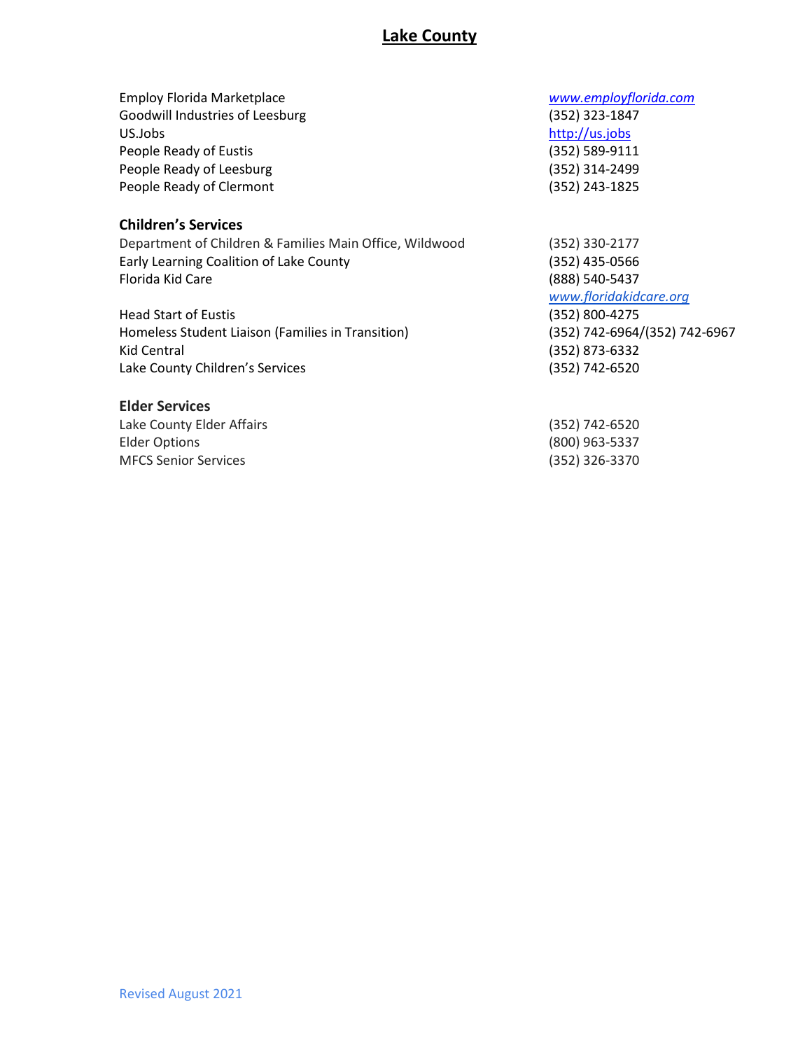# Lake County

| | |
|---|---|
| Employ Florida Marketplace | *www.employflorida.com* |
| Goodwill Industries of Leesburg | (352) 323-1847 |
| US.Jobs | http://us.jobs |
| People Ready of Eustis | (352) 589-9111 |
| People Ready of Leesburg | (352) 314-2499 |
| People Ready of Clermont | (352) 243-1825 |

### Children's Services

| | |
|---|---|
| Department of Children & Families Main Office, Wildwood | (352) 330-2177 |
| Early Learning Coalition of Lake County | (352) 435-0566 |
| Florida Kid Care | (888) 540-5437<br>*www.floridakidcare.org* |
| Head Start of Eustis | (352) 800-4275 |
| Homeless Student Liaison (Families in Transition) | (352) 742-6964/(352) 742-6967 |
| Kid Central | (352) 873-6332 |
| Lake County Children's Services | (352) 742-6520 |

### Elder Services

| | |
|---|---|
| Lake County Elder Affairs | (352) 742-6520 |
| Elder Options | (800) 963-5337 |
| MFCS Senior Services | (352) 326-3370 |

Revised August 2021